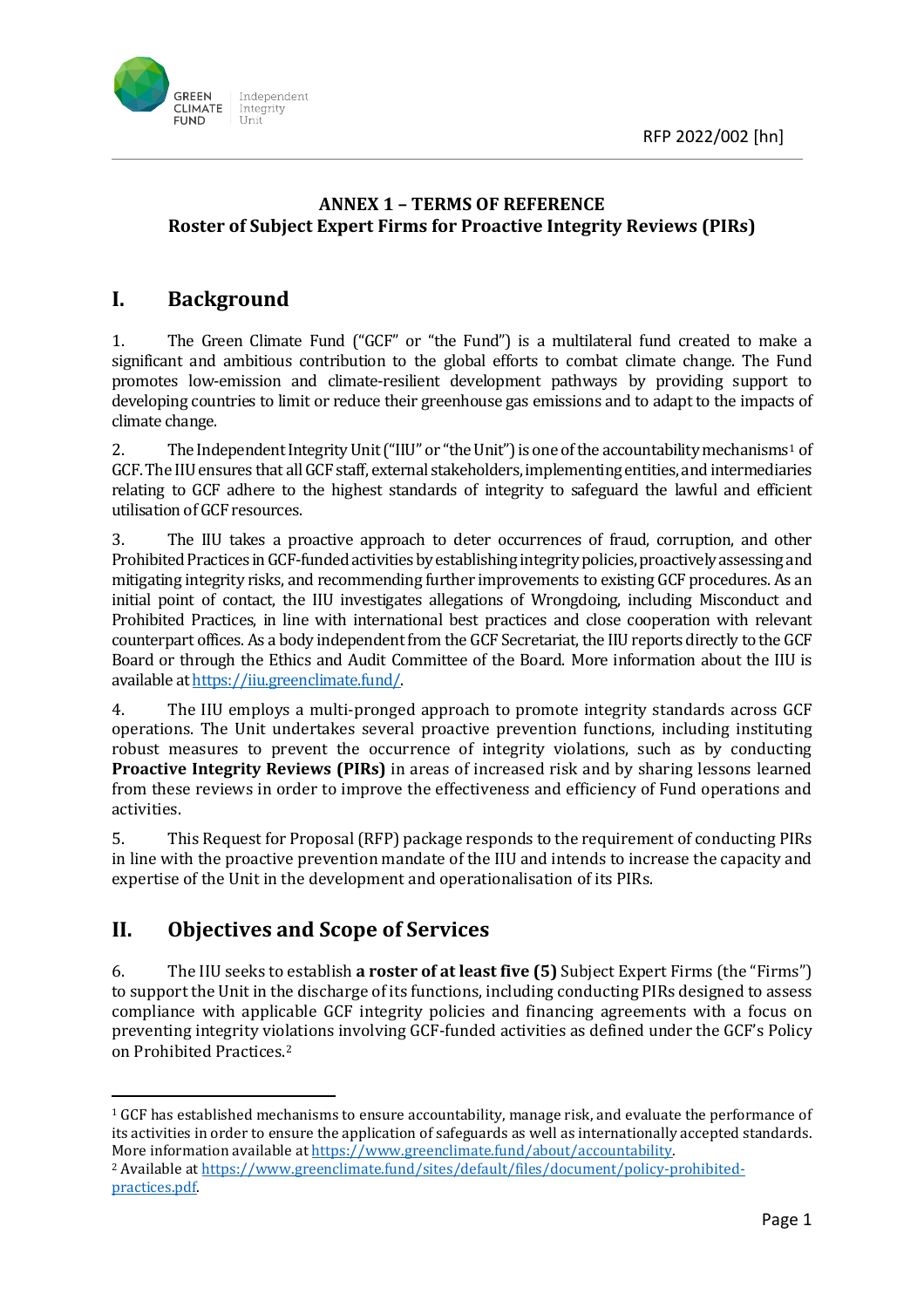RFP 2022/002 [hn]

**ANNEX 1 – TERMS OF REFERENCE**
**Roster of Subject Expert Firms for Proactive Integrity Reviews (PIRs)**

# I. Background

1. The Green Climate Fund ("GCF" or "the Fund") is a multilateral fund created to make a significant and ambitious contribution to the global efforts to combat climate change. The Fund promotes low-emission and climate-resilient development pathways by providing support to developing countries to limit or reduce their greenhouse gas emissions and to adapt to the impacts of climate change.

2. The Independent Integrity Unit ("IIU" or "the Unit") is one of the accountability mechanisms[1] of GCF. The IIU ensures that all GCF staff, external stakeholders, implementing entities, and intermediaries relating to GCF adhere to the highest standards of integrity to safeguard the lawful and efficient utilisation of GCF resources.

3. The IIU takes a proactive approach to deter occurrences of fraud, corruption, and other Prohibited Practices in GCF-funded activities by establishing integrity policies, proactively assessing and mitigating integrity risks, and recommending further improvements to existing GCF procedures. As an initial point of contact, the IIU investigates allegations of Wrongdoing, including Misconduct and Prohibited Practices, in line with international best practices and close cooperation with relevant counterpart offices. As a body independent from the GCF Secretariat, the IIU reports directly to the GCF Board or through the Ethics and Audit Committee of the Board. More information about the IIU is available at https://iiu.greenclimate.fund/.

4. The IIU employs a multi-pronged approach to promote integrity standards across GCF operations. The Unit undertakes several proactive prevention functions, including instituting robust measures to prevent the occurrence of integrity violations, such as by conducting **Proactive Integrity Reviews (PIRs)** in areas of increased risk and by sharing lessons learned from these reviews in order to improve the effectiveness and efficiency of Fund operations and activities.

5. This Request for Proposal (RFP) package responds to the requirement of conducting PIRs in line with the proactive prevention mandate of the IIU and intends to increase the capacity and expertise of the Unit in the development and operationalisation of its PIRs.

# II. Objectives and Scope of Services

6. The IIU seeks to establish **a roster of at least five (5)** Subject Expert Firms (the "Firms") to support the Unit in the discharge of its functions, including conducting PIRs designed to assess compliance with applicable GCF integrity policies and financing agreements with a focus on preventing integrity violations involving GCF-funded activities as defined under the GCF's Policy on Prohibited Practices.[2]

---

[1] GCF has established mechanisms to ensure accountability, manage risk, and evaluate the performance of its activities in order to ensure the application of safeguards as well as internationally accepted standards. More information available at https://www.greenclimate.fund/about/accountability.

[2] Available at https://www.greenclimate.fund/sites/default/files/document/policy-prohibited-practices.pdf.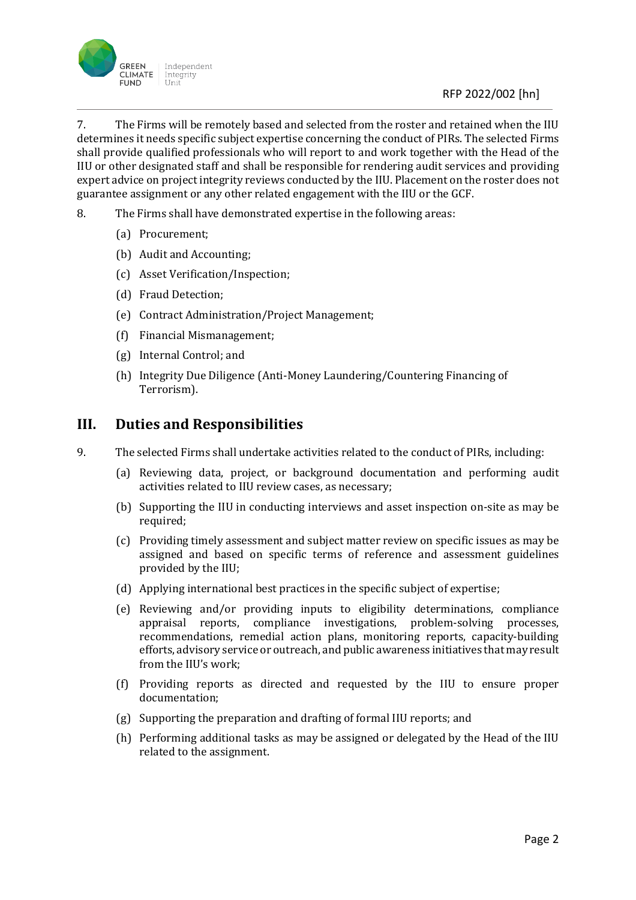7. The Firms will be remotely based and selected from the roster and retained when the IIU determines it needs specific subject expertise concerning the conduct of PIRs. The selected Firms shall provide qualified professionals who will report to and work together with the Head of the IIU or other designated staff and shall be responsible for rendering audit services and providing expert advice on project integrity reviews conducted by the IIU. Placement on the roster does not guarantee assignment or any other related engagement with the IIU or the GCF.

8. The Firms shall have demonstrated expertise in the following areas:

   (a) Procurement;

   (b) Audit and Accounting;

   (c) Asset Verification/Inspection;

   (d) Fraud Detection;

   (e) Contract Administration/Project Management;

   (f) Financial Mismanagement;

   (g) Internal Control; and

   (h) Integrity Due Diligence (Anti-Money Laundering/Countering Financing of Terrorism).

## III. Duties and Responsibilities

9. The selected Firms shall undertake activities related to the conduct of PIRs, including:

   (a) Reviewing data, project, or background documentation and performing audit activities related to IIU review cases, as necessary;

   (b) Supporting the IIU in conducting interviews and asset inspection on-site as may be required;

   (c) Providing timely assessment and subject matter review on specific issues as may be assigned and based on specific terms of reference and assessment guidelines provided by the IIU;

   (d) Applying international best practices in the specific subject of expertise;

   (e) Reviewing and/or providing inputs to eligibility determinations, compliance appraisal reports, compliance investigations, problem-solving processes, recommendations, remedial action plans, monitoring reports, capacity-building efforts, advisory service or outreach, and public awareness initiatives that may result from the IIU's work;

   (f) Providing reports as directed and requested by the IIU to ensure proper documentation;

   (g) Supporting the preparation and drafting of formal IIU reports; and

   (h) Performing additional tasks as may be assigned or delegated by the Head of the IIU related to the assignment.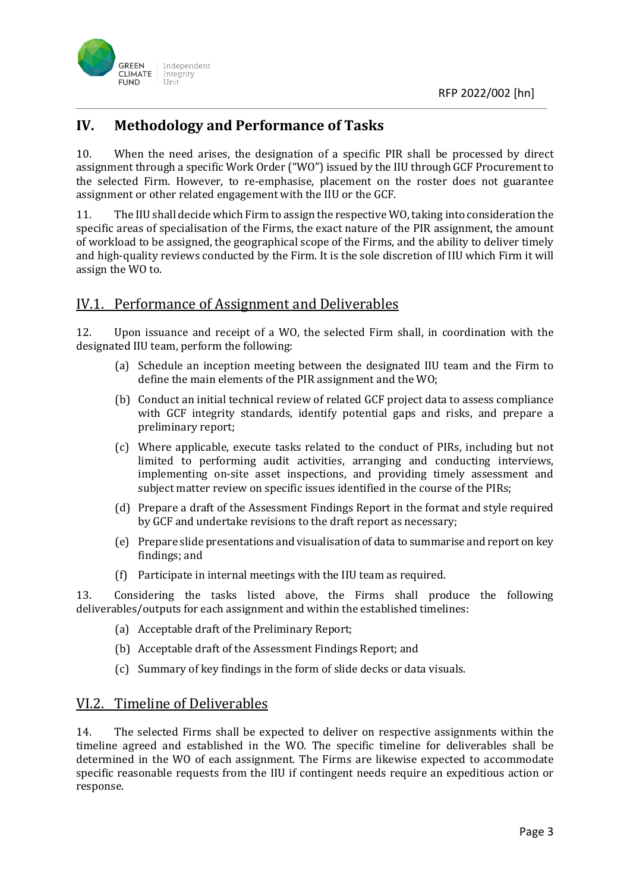# IV. Methodology and Performance of Tasks

10. When the need arises, the designation of a specific PIR shall be processed by direct assignment through a specific Work Order ("WO") issued by the IIU through GCF Procurement to the selected Firm. However, to re-emphasise, placement on the roster does not guarantee assignment or other related engagement with the IIU or the GCF.

11. The IIU shall decide which Firm to assign the respective WO, taking into consideration the specific areas of specialisation of the Firms, the exact nature of the PIR assignment, the amount of workload to be assigned, the geographical scope of the Firms, and the ability to deliver timely and high-quality reviews conducted by the Firm. It is the sole discretion of IIU which Firm it will assign the WO to.

## IV.1. Performance of Assignment and Deliverables

12. Upon issuance and receipt of a WO, the selected Firm shall, in coordination with the designated IIU team, perform the following:

(a) Schedule an inception meeting between the designated IIU team and the Firm to define the main elements of the PIR assignment and the WO;

(b) Conduct an initial technical review of related GCF project data to assess compliance with GCF integrity standards, identify potential gaps and risks, and prepare a preliminary report;

(c) Where applicable, execute tasks related to the conduct of PIRs, including but not limited to performing audit activities, arranging and conducting interviews, implementing on-site asset inspections, and providing timely assessment and subject matter review on specific issues identified in the course of the PIRs;

(d) Prepare a draft of the Assessment Findings Report in the format and style required by GCF and undertake revisions to the draft report as necessary;

(e) Prepare slide presentations and visualisation of data to summarise and report on key findings; and

(f) Participate in internal meetings with the IIU team as required.

13. Considering the tasks listed above, the Firms shall produce the following deliverables/outputs for each assignment and within the established timelines:

(a) Acceptable draft of the Preliminary Report;

(b) Acceptable draft of the Assessment Findings Report; and

(c) Summary of key findings in the form of slide decks or data visuals.

## VI.2. Timeline of Deliverables

14. The selected Firms shall be expected to deliver on respective assignments within the timeline agreed and established in the WO. The specific timeline for deliverables shall be determined in the WO of each assignment. The Firms are likewise expected to accommodate specific reasonable requests from the IIU if contingent needs require an expeditious action or response.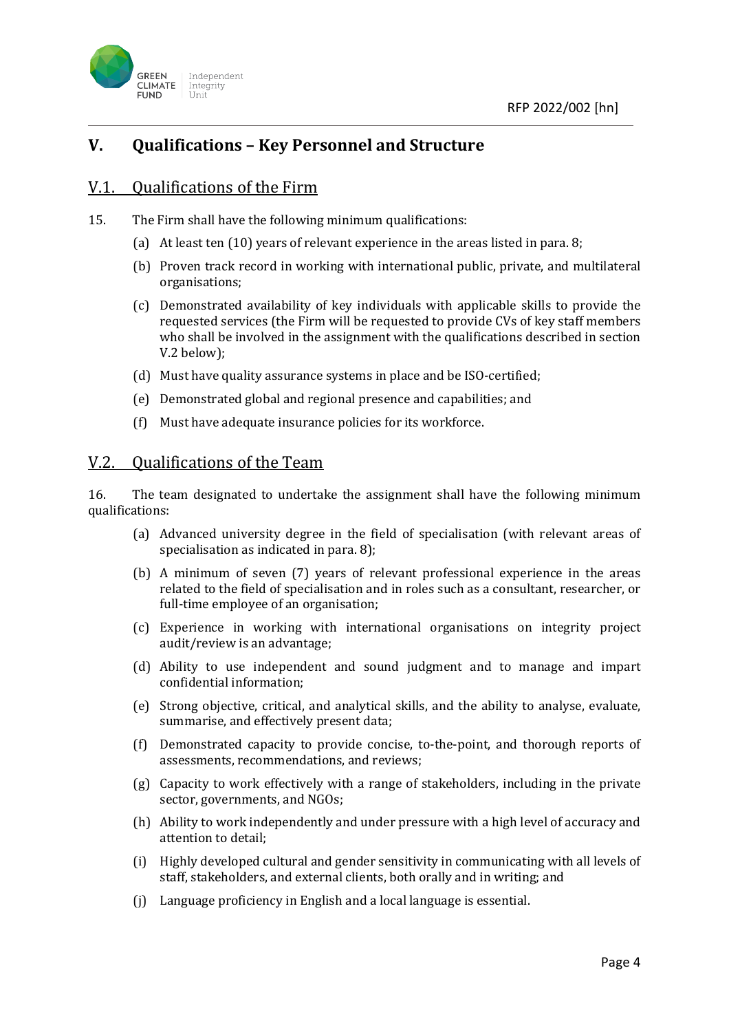# V. Qualifications – Key Personnel and Structure

## V.1. Qualifications of the Firm

15. The Firm shall have the following minimum qualifications:

   (a) At least ten (10) years of relevant experience in the areas listed in para. 8;

   (b) Proven track record in working with international public, private, and multilateral organisations;

   (c) Demonstrated availability of key individuals with applicable skills to provide the requested services (the Firm will be requested to provide CVs of key staff members who shall be involved in the assignment with the qualifications described in section V.2 below);

   (d) Must have quality assurance systems in place and be ISO-certified;

   (e) Demonstrated global and regional presence and capabilities; and

   (f) Must have adequate insurance policies for its workforce.

## V.2. Qualifications of the Team

16. The team designated to undertake the assignment shall have the following minimum qualifications:

   (a) Advanced university degree in the field of specialisation (with relevant areas of specialisation as indicated in para. 8);

   (b) A minimum of seven (7) years of relevant professional experience in the areas related to the field of specialisation and in roles such as a consultant, researcher, or full-time employee of an organisation;

   (c) Experience in working with international organisations on integrity project audit/review is an advantage;

   (d) Ability to use independent and sound judgment and to manage and impart confidential information;

   (e) Strong objective, critical, and analytical skills, and the ability to analyse, evaluate, summarise, and effectively present data;

   (f) Demonstrated capacity to provide concise, to-the-point, and thorough reports of assessments, recommendations, and reviews;

   (g) Capacity to work effectively with a range of stakeholders, including in the private sector, governments, and NGOs;

   (h) Ability to work independently and under pressure with a high level of accuracy and attention to detail;

   (i) Highly developed cultural and gender sensitivity in communicating with all levels of staff, stakeholders, and external clients, both orally and in writing; and

   (j) Language proficiency in English and a local language is essential.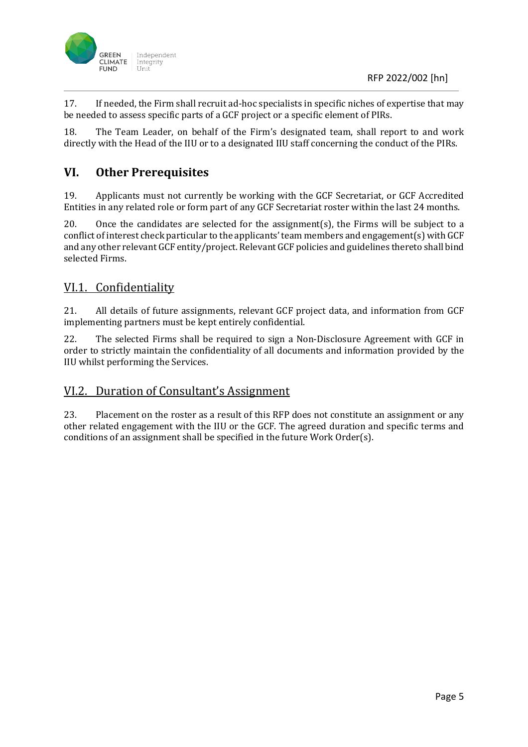17. If needed, the Firm shall recruit ad-hoc specialists in specific niches of expertise that may be needed to assess specific parts of a GCF project or a specific element of PIRs.

18. The Team Leader, on behalf of the Firm's designated team, shall report to and work directly with the Head of the IIU or to a designated IIU staff concerning the conduct of the PIRs.

# VI. Other Prerequisites

19. Applicants must not currently be working with the GCF Secretariat, or GCF Accredited Entities in any related role or form part of any GCF Secretariat roster within the last 24 months.

20. Once the candidates are selected for the assignment(s), the Firms will be subject to a conflict of interest check particular to the applicants' team members and engagement(s) with GCF and any other relevant GCF entity/project. Relevant GCF policies and guidelines thereto shall bind selected Firms.

## VI.1. Confidentiality

21. All details of future assignments, relevant GCF project data, and information from GCF implementing partners must be kept entirely confidential.

22. The selected Firms shall be required to sign a Non-Disclosure Agreement with GCF in order to strictly maintain the confidentiality of all documents and information provided by the IIU whilst performing the Services.

## VI.2. Duration of Consultant's Assignment

23. Placement on the roster as a result of this RFP does not constitute an assignment or any other related engagement with the IIU or the GCF. The agreed duration and specific terms and conditions of an assignment shall be specified in the future Work Order(s).